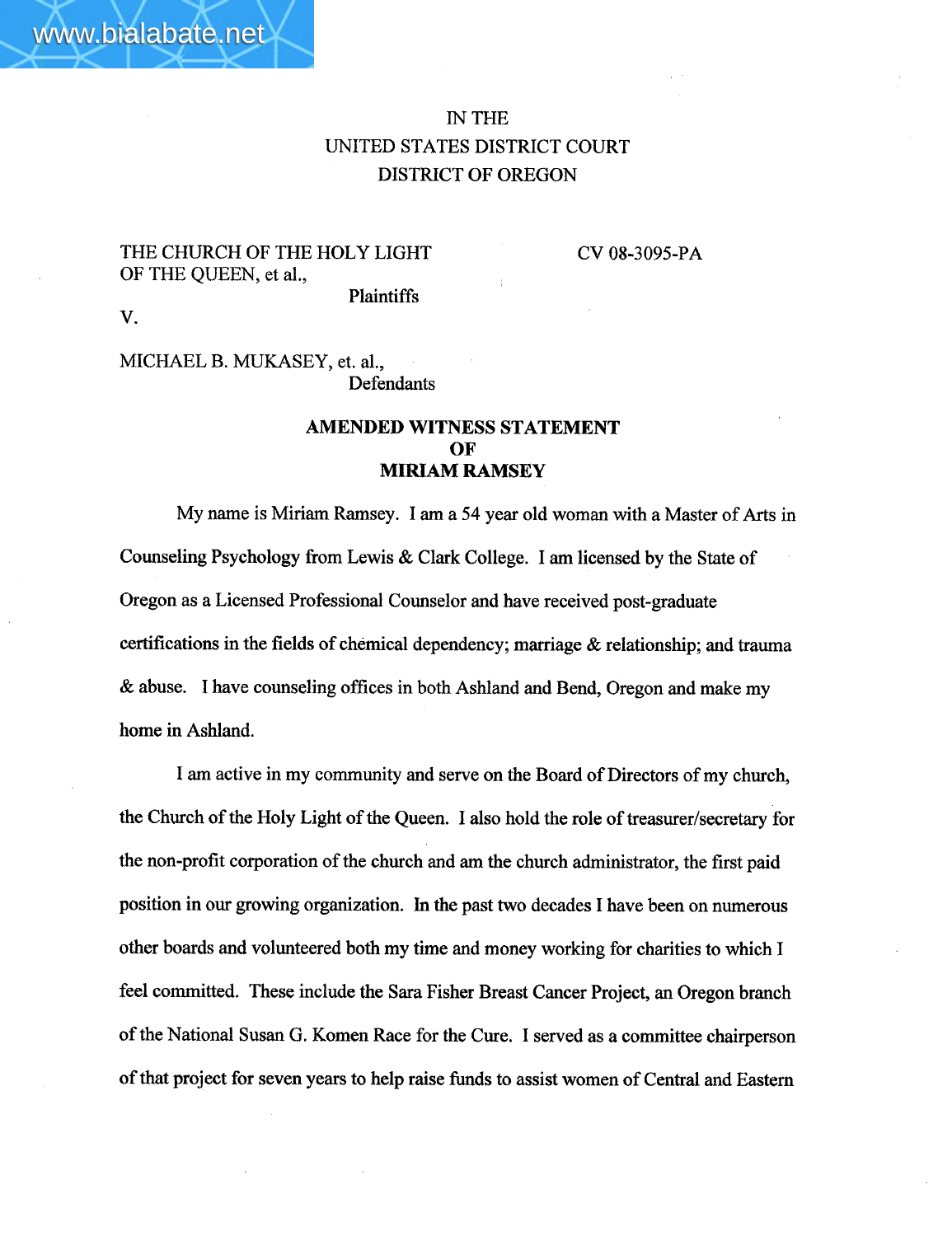IN THE
UNITED STATES DISTRICT COURT
DISTRICT OF OREGON

THE CHURCH OF THE HOLY LIGHT OF THE QUEEN, et al.,
Plaintiffs

CV 08-3095-PA

V.

MICHAEL B. MUKASEY, et. al.,
Defendants

**AMENDED WITNESS STATEMENT**
**OF**
**MIRIAM RAMSEY**

My name is Miriam Ramsey. I am a 54 year old woman with a Master of Arts in Counseling Psychology from Lewis & Clark College. I am licensed by the State of Oregon as a Licensed Professional Counselor and have received post-graduate certifications in the fields of chemical dependency; marriage & relationship; and trauma & abuse. I have counseling offices in both Ashland and Bend, Oregon and make my home in Ashland.

I am active in my community and serve on the Board of Directors of my church, the Church of the Holy Light of the Queen. I also hold the role of treasurer/secretary for the non-profit corporation of the church and am the church administrator, the first paid position in our growing organization. In the past two decades I have been on numerous other boards and volunteered both my time and money working for charities to which I feel committed. These include the Sara Fisher Breast Cancer Project, an Oregon branch of the National Susan G. Komen Race for the Cure. I served as a committee chairperson of that project for seven years to help raise funds to assist women of Central and Eastern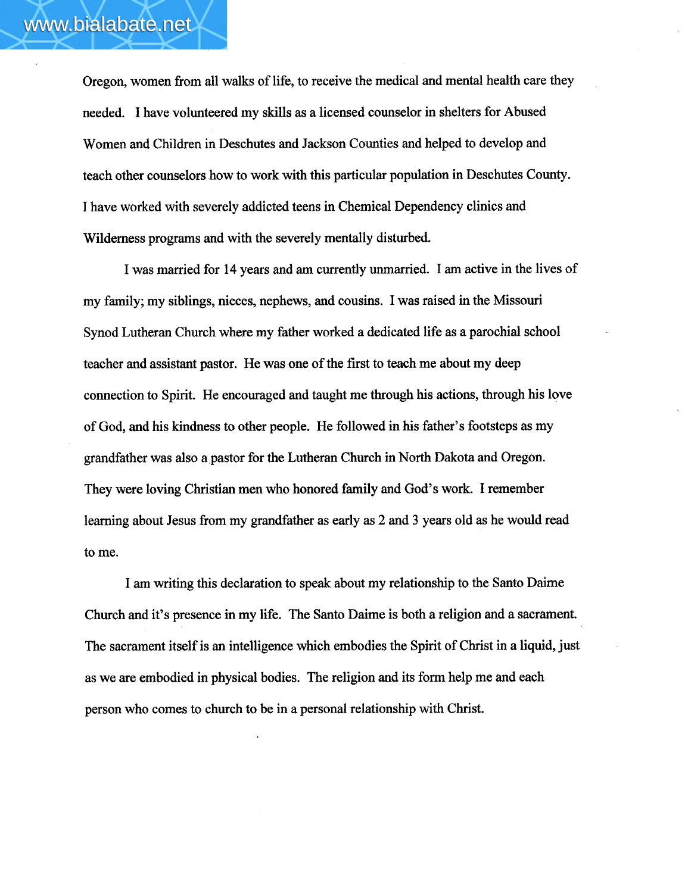Oregon, women from all walks of life, to receive the medical and mental health care they needed. I have volunteered my skills as a licensed counselor in shelters for Abused Women and Children in Deschutes and Jackson Counties and helped to develop and teach other counselors how to work with this particular population in Deschutes County. I have worked with severely addicted teens in Chemical Dependency clinics and Wilderness programs and with the severely mentally disturbed.

I was married for 14 years and am currently unmarried. I am active in the lives of my family; my siblings, nieces, nephews, and cousins. I was raised in the Missouri Synod Lutheran Church where my father worked a dedicated life as a parochial school teacher and assistant pastor. He was one of the first to teach me about my deep connection to Spirit. He encouraged and taught me through his actions, through his love of God, and his kindness to other people. He followed in his father's footsteps as my grandfather was also a pastor for the Lutheran Church in North Dakota and Oregon. They were loving Christian men who honored family and God's work. I remember learning about Jesus from my grandfather as early as 2 and 3 years old as he would read to me.

I am writing this declaration to speak about my relationship to the Santo Daime Church and it's presence in my life. The Santo Daime is both a religion and a sacrament. The sacrament itself is an intelligence which embodies the Spirit of Christ in a liquid, just as we are embodied in physical bodies. The religion and its form help me and each person who comes to church to be in a personal relationship with Christ.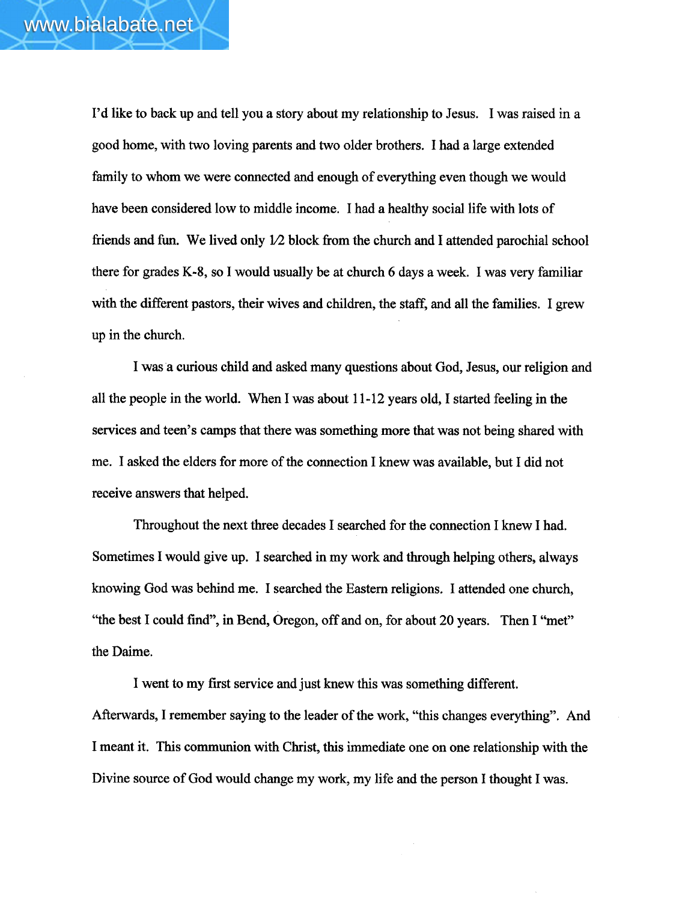I'd like to back up and tell you a story about my relationship to Jesus. I was raised in a good home, with two loving parents and two older brothers. I had a large extended family to whom we were connected and enough of everything even though we would have been considered low to middle income. I had a healthy social life with lots of friends and fun. We lived only 1/2 block from the church and I attended parochial school there for grades K-8, so I would usually be at church 6 days a week. I was very familiar with the different pastors, their wives and children, the staff, and all the families. I grew up in the church.

I was a curious child and asked many questions about God, Jesus, our religion and all the people in the world. When I was about 11-12 years old, I started feeling in the services and teen's camps that there was something more that was not being shared with me. I asked the elders for more of the connection I knew was available, but I did not receive answers that helped.

Throughout the next three decades I searched for the connection I knew I had. Sometimes I would give up. I searched in my work and through helping others, always knowing God was behind me. I searched the Eastern religions. I attended one church, "the best I could find", in Bend, Oregon, off and on, for about 20 years. Then I "met" the Daime.

I went to my first service and just knew this was something different. Afterwards, I remember saying to the leader of the work, "this changes everything". And I meant it. This communion with Christ, this immediate one on one relationship with the Divine source of God would change my work, my life and the person I thought I was.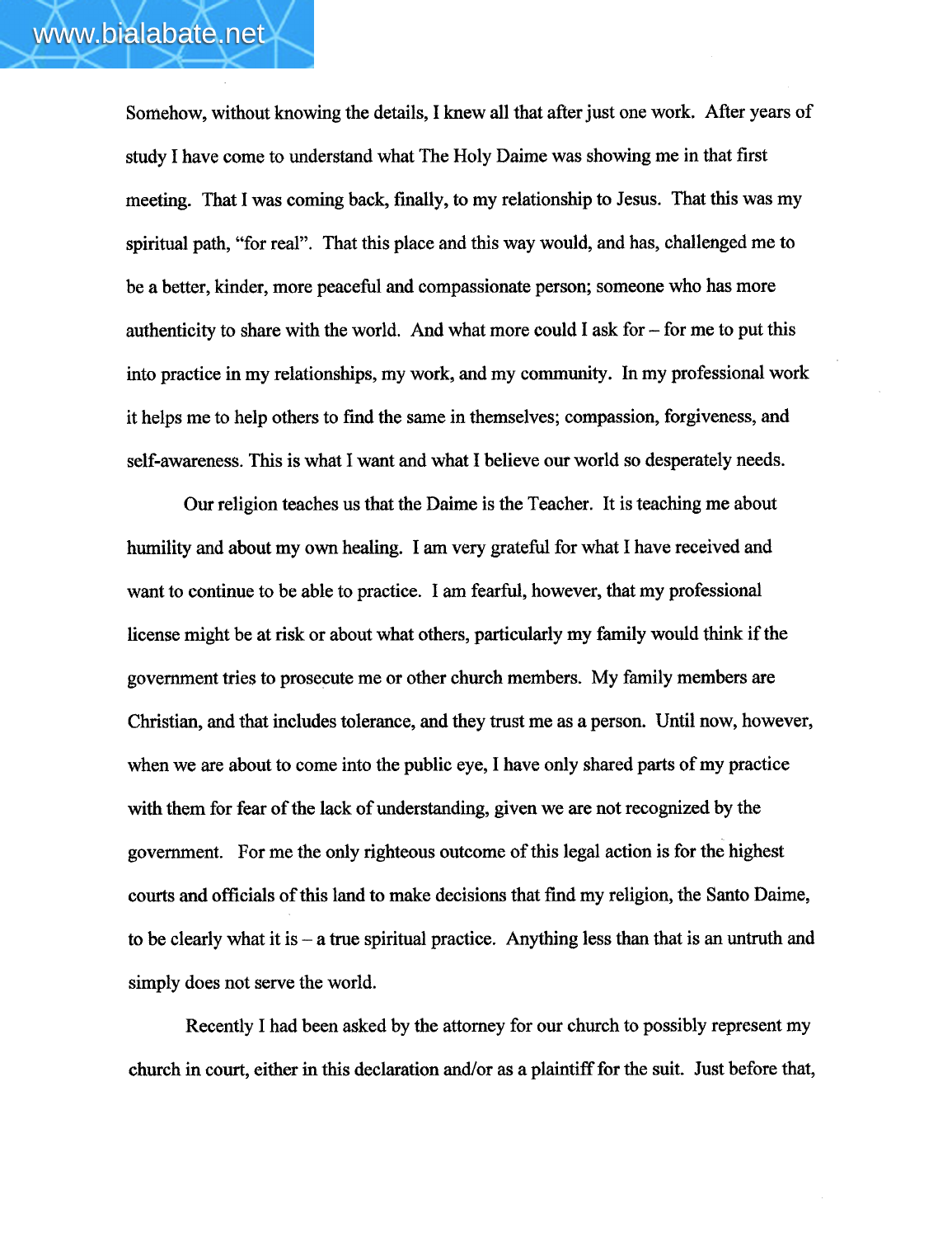Somehow, without knowing the details, I knew all that after just one work. After years of study I have come to understand what The Holy Daime was showing me in that first meeting. That I was coming back, finally, to my relationship to Jesus. That this was my spiritual path, "for real". That this place and this way would, and has, challenged me to be a better, kinder, more peaceful and compassionate person; someone who has more authenticity to share with the world. And what more could I ask for – for me to put this into practice in my relationships, my work, and my community. In my professional work it helps me to help others to find the same in themselves; compassion, forgiveness, and self-awareness. This is what I want and what I believe our world so desperately needs.

Our religion teaches us that the Daime is the Teacher. It is teaching me about humility and about my own healing. I am very grateful for what I have received and want to continue to be able to practice. I am fearful, however, that my professional license might be at risk or about what others, particularly my family would think if the government tries to prosecute me or other church members. My family members are Christian, and that includes tolerance, and they trust me as a person. Until now, however, when we are about to come into the public eye, I have only shared parts of my practice with them for fear of the lack of understanding, given we are not recognized by the government. For me the only righteous outcome of this legal action is for the highest courts and officials of this land to make decisions that find my religion, the Santo Daime, to be clearly what it is – a true spiritual practice. Anything less than that is an untruth and simply does not serve the world.

Recently I had been asked by the attorney for our church to possibly represent my church in court, either in this declaration and/or as a plaintiff for the suit. Just before that,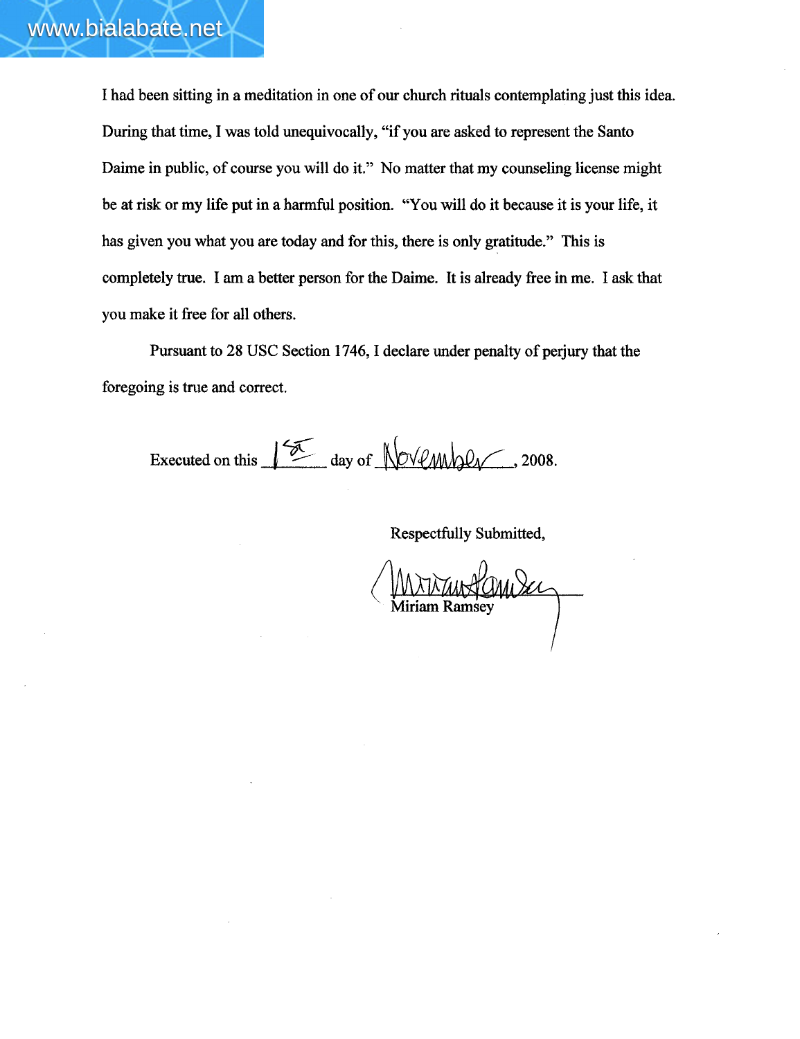I had been sitting in a meditation in one of our church rituals contemplating just this idea. During that time, I was told unequivocally, "if you are asked to represent the Santo Daime in public, of course you will do it." No matter that my counseling license might be at risk or my life put in a harmful position. "You will do it because it is your life, it has given you what you are today and for this, there is only gratitude." This is completely true. I am a better person for the Daime. It is already free in me. I ask that you make it free for all others.

Pursuant to 28 USC Section 1746, I declare under penalty of perjury that the foregoing is true and correct.

Executed on this 1st day of November, 2008.

Respectfully Submitted,

Miriam Ramsey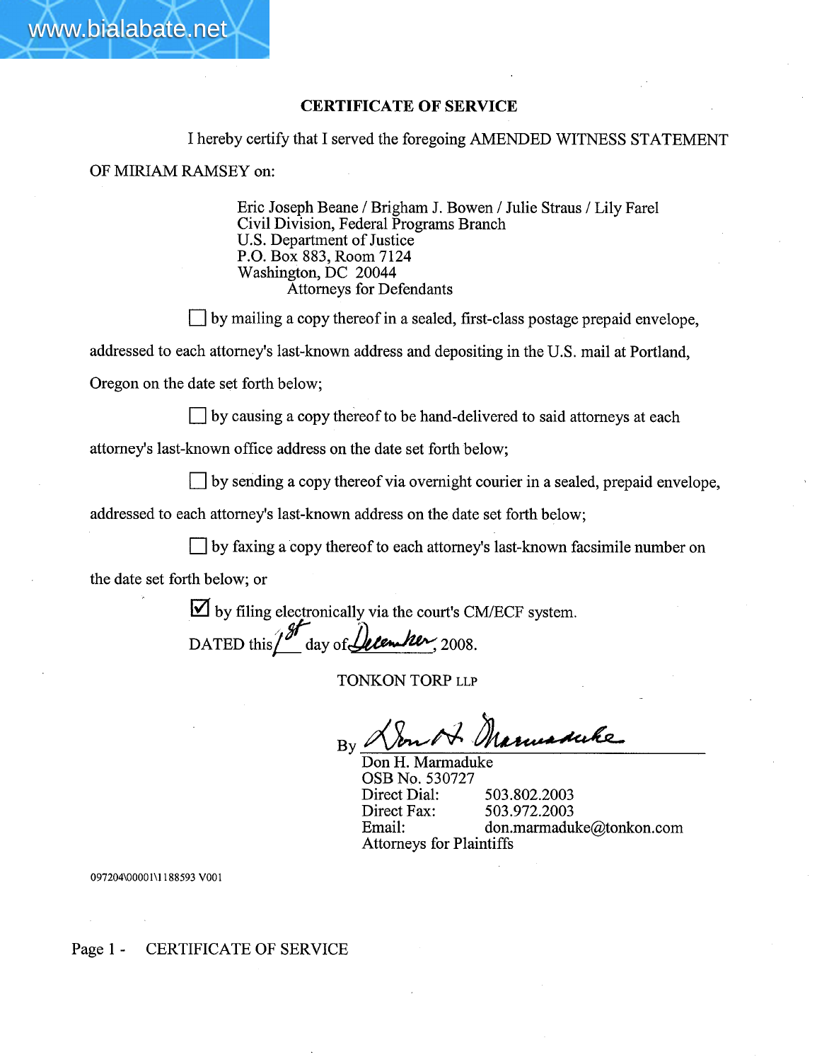# CERTIFICATE OF SERVICE

I hereby certify that I served the foregoing AMENDED WITNESS STATEMENT OF MIRIAM RAMSEY on:

Eric Joseph Beane / Brigham J. Bowen / Julie Straus / Lily Farel
Civil Division, Federal Programs Branch
U.S. Department of Justice
P.O. Box 883, Room 7124
Washington, DC 20044
Attorneys for Defendants

☐ by mailing a copy thereof in a sealed, first-class postage prepaid envelope, addressed to each attorney's last-known address and depositing in the U.S. mail at Portland, Oregon on the date set forth below;

☐ by causing a copy thereof to be hand-delivered to said attorneys at each attorney's last-known office address on the date set forth below;

☐ by sending a copy thereof via overnight courier in a sealed, prepaid envelope, addressed to each attorney's last-known address on the date set forth below;

☐ by faxing a copy thereof to each attorney's last-known facsimile number on the date set forth below; or

☑ by filing electronically via the court's CM/ECF system.

DATED this 1st day of December, 2008.

TONKON TORP LLP

By [signature]
Don H. Marmaduke
OSB No. 530727
Direct Dial: 503.802.2003
Direct Fax: 503.972.2003
Email: don.marmaduke@tonkon.com
Attorneys for Plaintiffs

097204\00001\1188593 V001

Page 1 - CERTIFICATE OF SERVICE